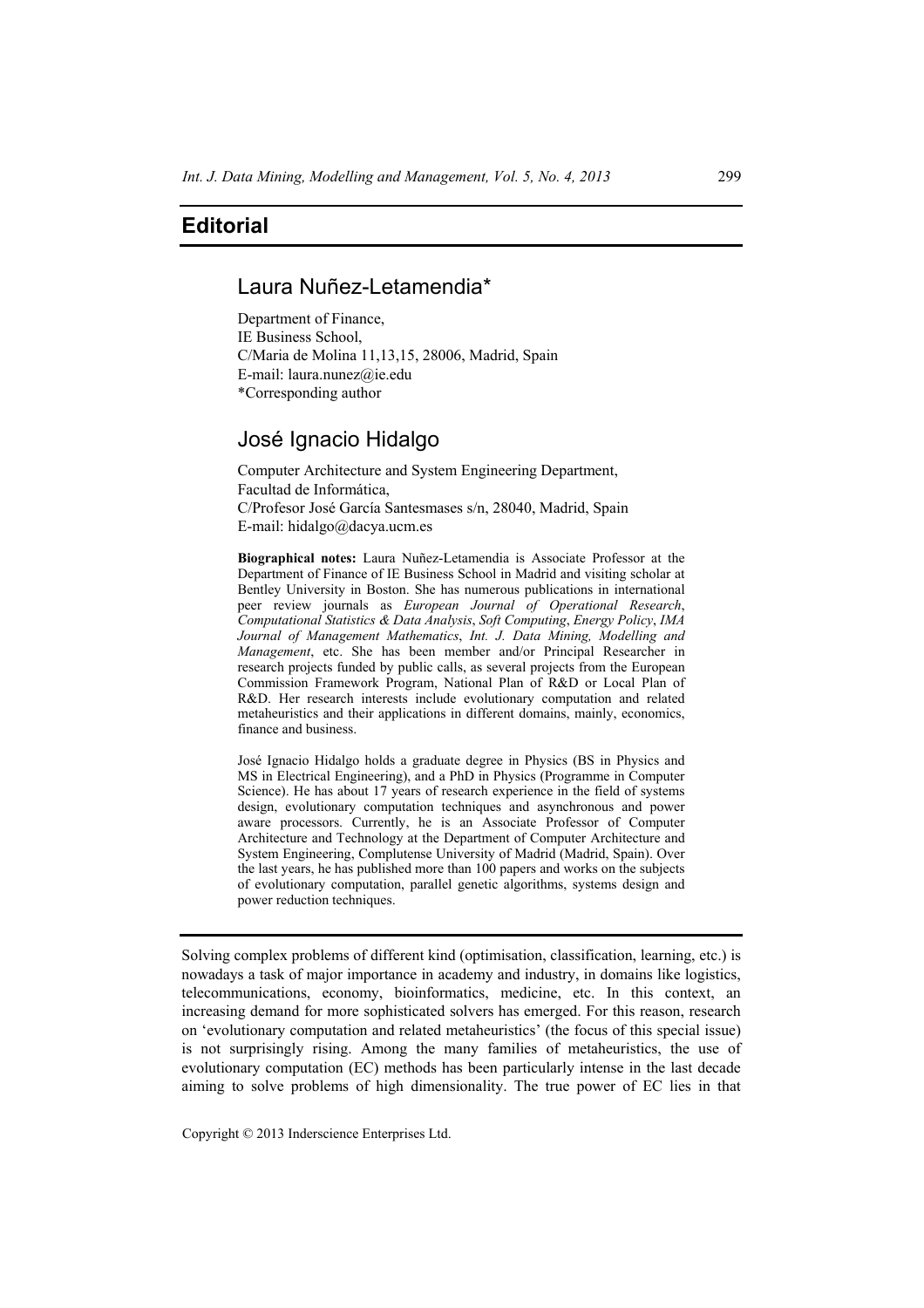# Editorial

## Laura Nuñez-Letamendia*

Department of Finance,
IE Business School,
C/Maria de Molina 11,13,15, 28006, Madrid, Spain
E-mail: laura.nunez@ie.edu
*Corresponding author

## José Ignacio Hidalgo

Computer Architecture and System Engineering Department,
Facultad de Informática,
C/Profesor José García Santesmases s/n, 28040, Madrid, Spain
E-mail: hidalgo@dacya.ucm.es

**Biographical notes:** Laura Nuñez-Letamendia is Associate Professor at the Department of Finance of IE Business School in Madrid and visiting scholar at Bentley University in Boston. She has numerous publications in international peer review journals as *European Journal of Operational Research*, *Computational Statistics & Data Analysis*, *Soft Computing*, *Energy Policy*, *IMA Journal of Management Mathematics*, *Int. J. Data Mining, Modelling and Management*, etc. She has been member and/or Principal Researcher in research projects funded by public calls, as several projects from the European Commission Framework Program, National Plan of R&D or Local Plan of R&D. Her research interests include evolutionary computation and related metaheuristics and their applications in different domains, mainly, economics, finance and business.

José Ignacio Hidalgo holds a graduate degree in Physics (BS in Physics and MS in Electrical Engineering), and a PhD in Physics (Programme in Computer Science). He has about 17 years of research experience in the field of systems design, evolutionary computation techniques and asynchronous and power aware processors. Currently, he is an Associate Professor of Computer Architecture and Technology at the Department of Computer Architecture and System Engineering, Complutense University of Madrid (Madrid, Spain). Over the last years, he has published more than 100 papers and works on the subjects of evolutionary computation, parallel genetic algorithms, systems design and power reduction techniques.

Solving complex problems of different kind (optimisation, classification, learning, etc.) is nowadays a task of major importance in academy and industry, in domains like logistics, telecommunications, economy, bioinformatics, medicine, etc. In this context, an increasing demand for more sophisticated solvers has emerged. For this reason, research on 'evolutionary computation and related metaheuristics' (the focus of this special issue) is not surprisingly rising. Among the many families of metaheuristics, the use of evolutionary computation (EC) methods has been particularly intense in the last decade aiming to solve problems of high dimensionality. The true power of EC lies in that

Copyright © 2013 Inderscience Enterprises Ltd.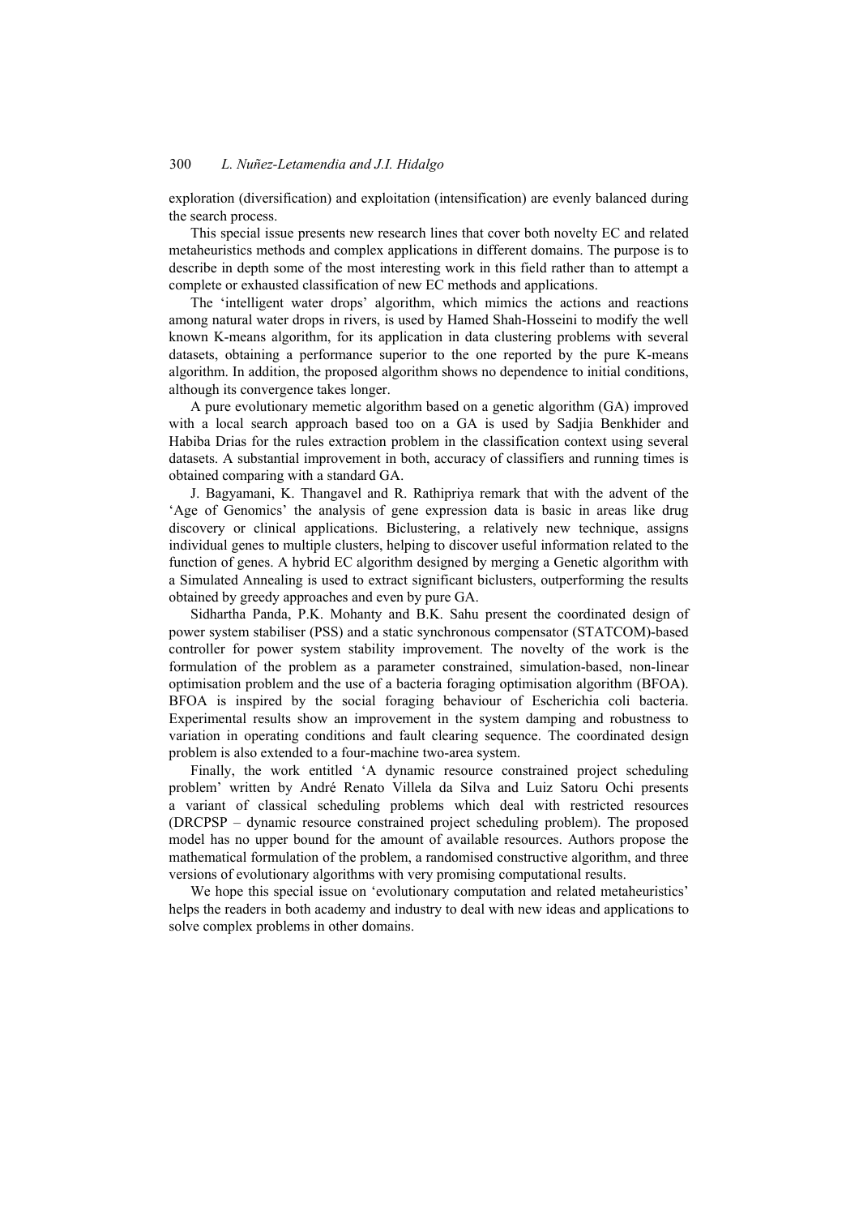exploration (diversification) and exploitation (intensification) are evenly balanced during the search process.

This special issue presents new research lines that cover both novelty EC and related metaheuristics methods and complex applications in different domains. The purpose is to describe in depth some of the most interesting work in this field rather than to attempt a complete or exhausted classification of new EC methods and applications.

The 'intelligent water drops' algorithm, which mimics the actions and reactions among natural water drops in rivers, is used by Hamed Shah-Hosseini to modify the well known K-means algorithm, for its application in data clustering problems with several datasets, obtaining a performance superior to the one reported by the pure K-means algorithm. In addition, the proposed algorithm shows no dependence to initial conditions, although its convergence takes longer.

A pure evolutionary memetic algorithm based on a genetic algorithm (GA) improved with a local search approach based too on a GA is used by Sadjia Benkhider and Habiba Drias for the rules extraction problem in the classification context using several datasets. A substantial improvement in both, accuracy of classifiers and running times is obtained comparing with a standard GA.

J. Bagyamani, K. Thangavel and R. Rathipriya remark that with the advent of the 'Age of Genomics' the analysis of gene expression data is basic in areas like drug discovery or clinical applications. Biclustering, a relatively new technique, assigns individual genes to multiple clusters, helping to discover useful information related to the function of genes. A hybrid EC algorithm designed by merging a Genetic algorithm with a Simulated Annealing is used to extract significant biclusters, outperforming the results obtained by greedy approaches and even by pure GA.

Sidhartha Panda, P.K. Mohanty and B.K. Sahu present the coordinated design of power system stabiliser (PSS) and a static synchronous compensator (STATCOM)-based controller for power system stability improvement. The novelty of the work is the formulation of the problem as a parameter constrained, simulation-based, non-linear optimisation problem and the use of a bacteria foraging optimisation algorithm (BFOA). BFOA is inspired by the social foraging behaviour of Escherichia coli bacteria. Experimental results show an improvement in the system damping and robustness to variation in operating conditions and fault clearing sequence. The coordinated design problem is also extended to a four-machine two-area system.

Finally, the work entitled 'A dynamic resource constrained project scheduling problem' written by André Renato Villela da Silva and Luiz Satoru Ochi presents a variant of classical scheduling problems which deal with restricted resources (DRCPSP – dynamic resource constrained project scheduling problem). The proposed model has no upper bound for the amount of available resources. Authors propose the mathematical formulation of the problem, a randomised constructive algorithm, and three versions of evolutionary algorithms with very promising computational results.

We hope this special issue on 'evolutionary computation and related metaheuristics' helps the readers in both academy and industry to deal with new ideas and applications to solve complex problems in other domains.